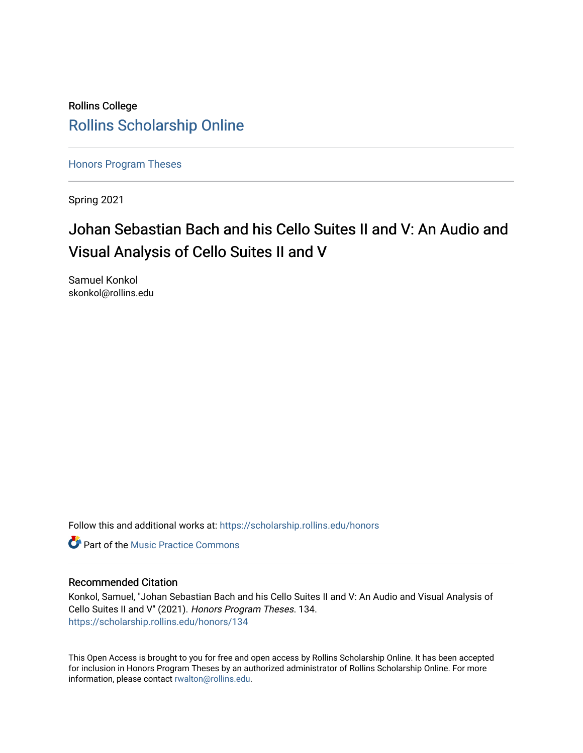Rollins College

Rollins Scholarship Online

Honors Program Theses

Spring 2021

# Johan Sebastian Bach and his Cello Suites II and V: An Audio and Visual Analysis of Cello Suites II and V

Samuel Konkol
skonkol@rollins.edu

Follow this and additional works at: https://scholarship.rollins.edu/honors

Part of the Music Practice Commons

## Recommended Citation

Konkol, Samuel, "Johan Sebastian Bach and his Cello Suites II and V: An Audio and Visual Analysis of Cello Suites II and V" (2021). *Honors Program Theses*. 134.
https://scholarship.rollins.edu/honors/134

This Open Access is brought to you for free and open access by Rollins Scholarship Online. It has been accepted for inclusion in Honors Program Theses by an authorized administrator of Rollins Scholarship Online. For more information, please contact rwalton@rollins.edu.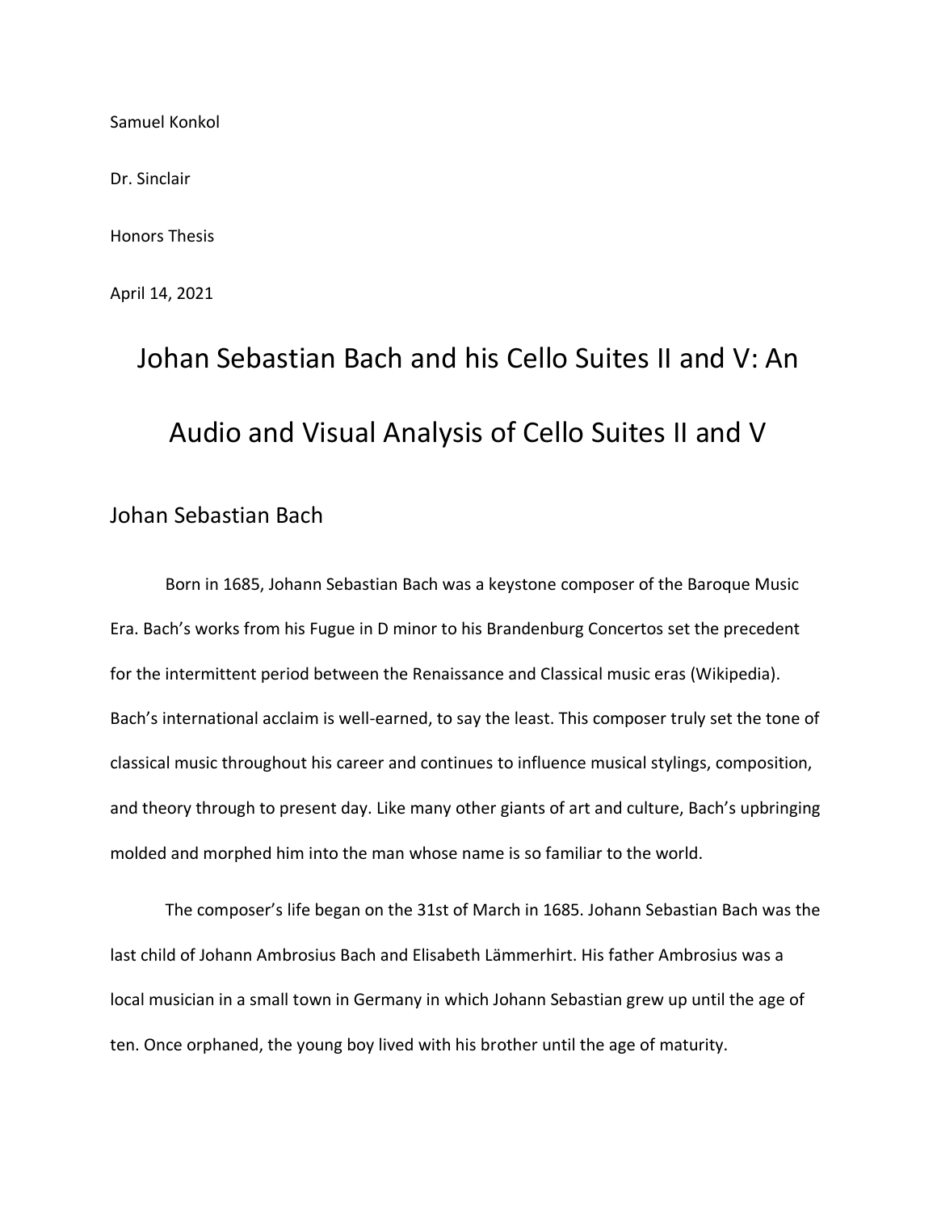Samuel Konkol

Dr. Sinclair

Honors Thesis

April 14, 2021

# Johan Sebastian Bach and his Cello Suites II and V: An Audio and Visual Analysis of Cello Suites II and V

## Johan Sebastian Bach

Born in 1685, Johann Sebastian Bach was a keystone composer of the Baroque Music Era. Bach's works from his Fugue in D minor to his Brandenburg Concertos set the precedent for the intermittent period between the Renaissance and Classical music eras (Wikipedia). Bach's international acclaim is well-earned, to say the least. This composer truly set the tone of classical music throughout his career and continues to influence musical stylings, composition, and theory through to present day. Like many other giants of art and culture, Bach's upbringing molded and morphed him into the man whose name is so familiar to the world.

The composer's life began on the 31st of March in 1685. Johann Sebastian Bach was the last child of Johann Ambrosius Bach and Elisabeth Lämmerhirt. His father Ambrosius was a local musician in a small town in Germany in which Johann Sebastian grew up until the age of ten. Once orphaned, the young boy lived with his brother until the age of maturity.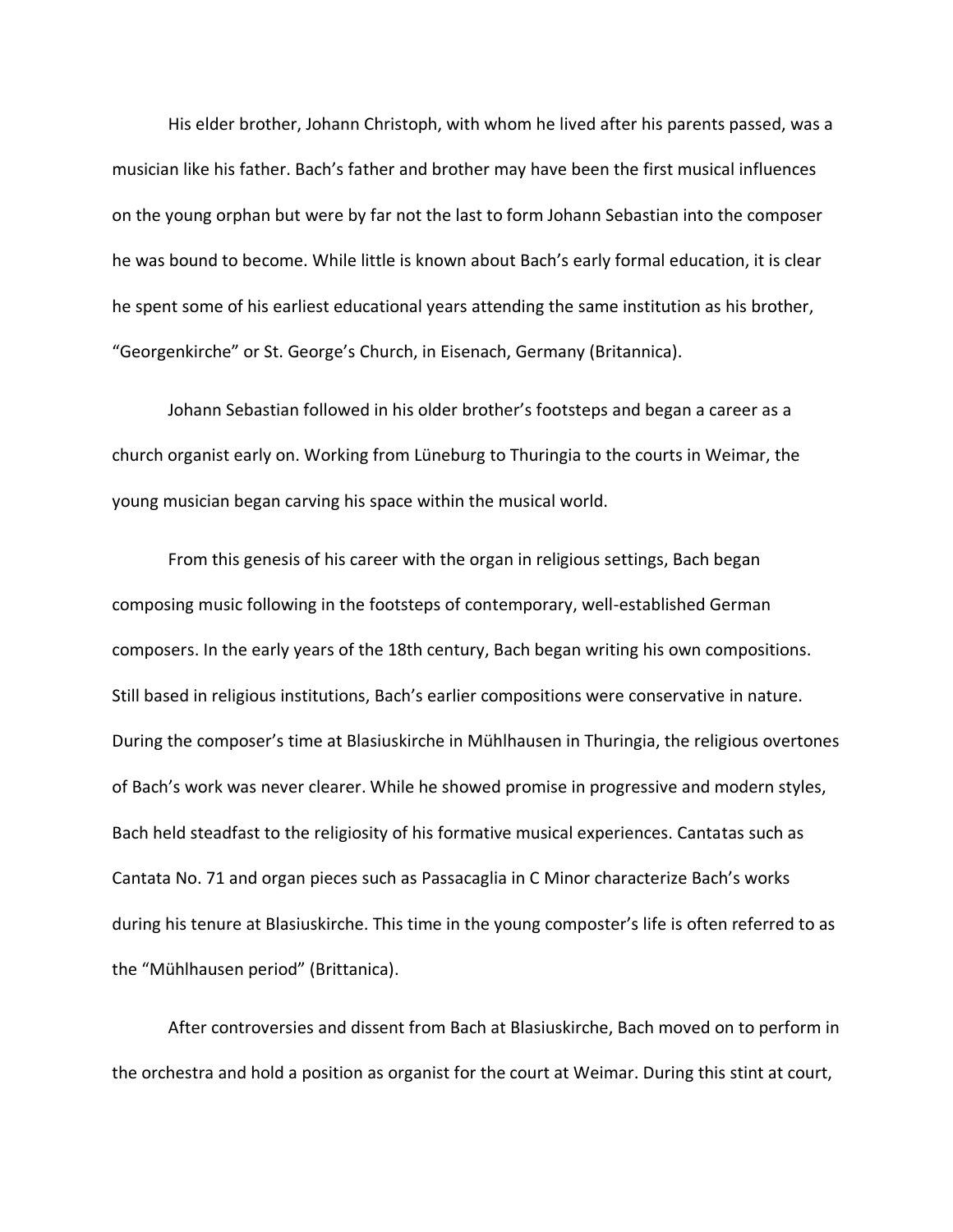His elder brother, Johann Christoph, with whom he lived after his parents passed, was a musician like his father. Bach's father and brother may have been the first musical influences on the young orphan but were by far not the last to form Johann Sebastian into the composer he was bound to become. While little is known about Bach's early formal education, it is clear he spent some of his earliest educational years attending the same institution as his brother, "Georgenkirche" or St. George's Church, in Eisenach, Germany (Britannica).

Johann Sebastian followed in his older brother's footsteps and began a career as a church organist early on. Working from Lüneburg to Thuringia to the courts in Weimar, the young musician began carving his space within the musical world.

From this genesis of his career with the organ in religious settings, Bach began composing music following in the footsteps of contemporary, well-established German composers. In the early years of the 18th century, Bach began writing his own compositions. Still based in religious institutions, Bach's earlier compositions were conservative in nature. During the composer's time at Blasiuskirche in Mühlhausen in Thuringia, the religious overtones of Bach's work was never clearer. While he showed promise in progressive and modern styles, Bach held steadfast to the religiosity of his formative musical experiences. Cantatas such as Cantata No. 71 and organ pieces such as Passacaglia in C Minor characterize Bach's works during his tenure at Blasiuskirche. This time in the young composter's life is often referred to as the "Mühlhausen period" (Brittanica).

After controversies and dissent from Bach at Blasiuskirche, Bach moved on to perform in the orchestra and hold a position as organist for the court at Weimar. During this stint at court,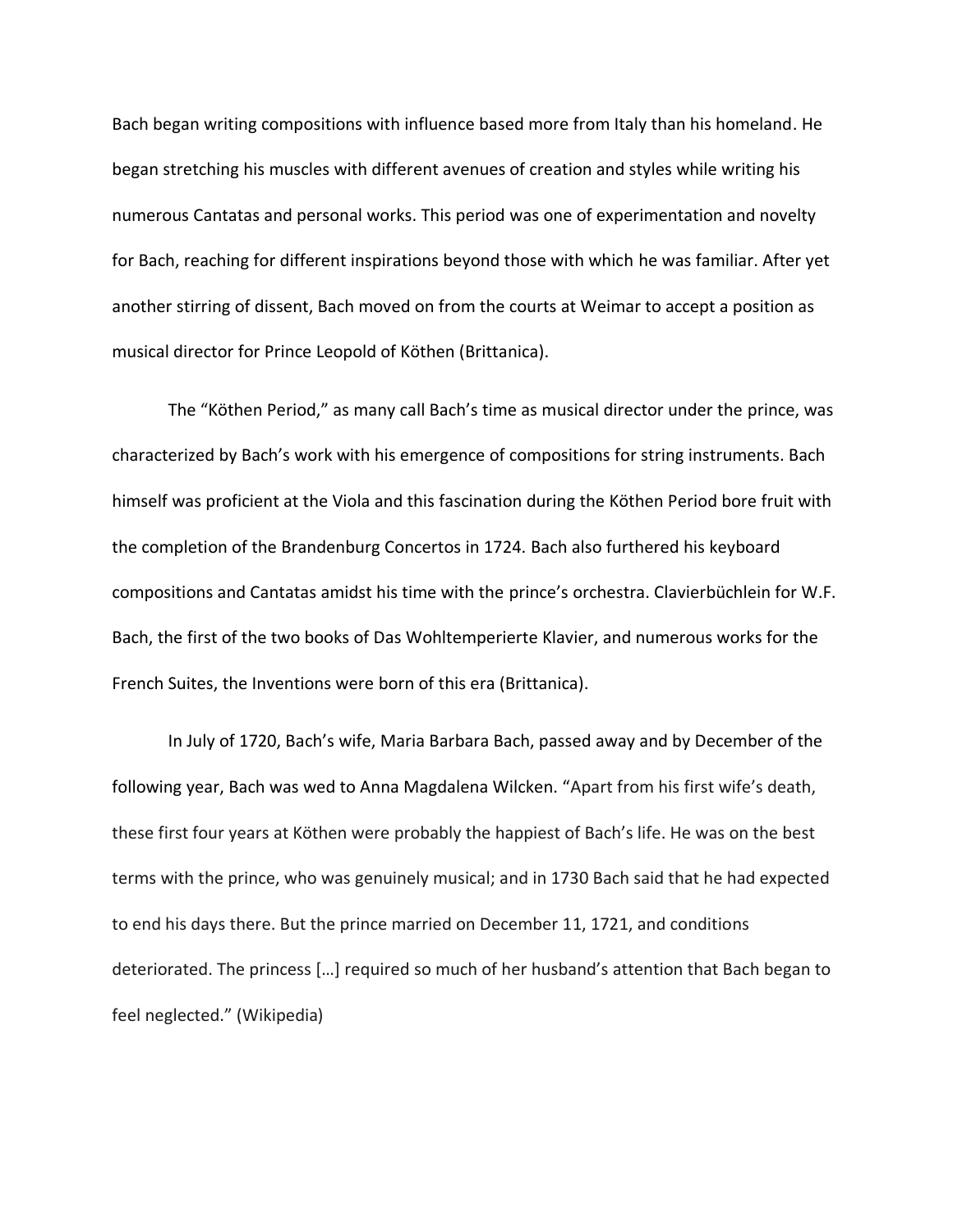Bach began writing compositions with influence based more from Italy than his homeland. He began stretching his muscles with different avenues of creation and styles while writing his numerous Cantatas and personal works. This period was one of experimentation and novelty for Bach, reaching for different inspirations beyond those with which he was familiar. After yet another stirring of dissent, Bach moved on from the courts at Weimar to accept a position as musical director for Prince Leopold of Köthen (Brittanica).

The "Köthen Period," as many call Bach's time as musical director under the prince, was characterized by Bach's work with his emergence of compositions for string instruments. Bach himself was proficient at the Viola and this fascination during the Köthen Period bore fruit with the completion of the Brandenburg Concertos in 1724. Bach also furthered his keyboard compositions and Cantatas amidst his time with the prince's orchestra. Clavierbüchlein for W.F. Bach, the first of the two books of Das Wohltemperierte Klavier, and numerous works for the French Suites, the Inventions were born of this era (Brittanica).

In July of 1720, Bach's wife, Maria Barbara Bach, passed away and by December of the following year, Bach was wed to Anna Magdalena Wilcken. "Apart from his first wife's death, these first four years at Köthen were probably the happiest of Bach's life. He was on the best terms with the prince, who was genuinely musical; and in 1730 Bach said that he had expected to end his days there. But the prince married on December 11, 1721, and conditions deteriorated. The princess […] required so much of her husband's attention that Bach began to feel neglected." (Wikipedia)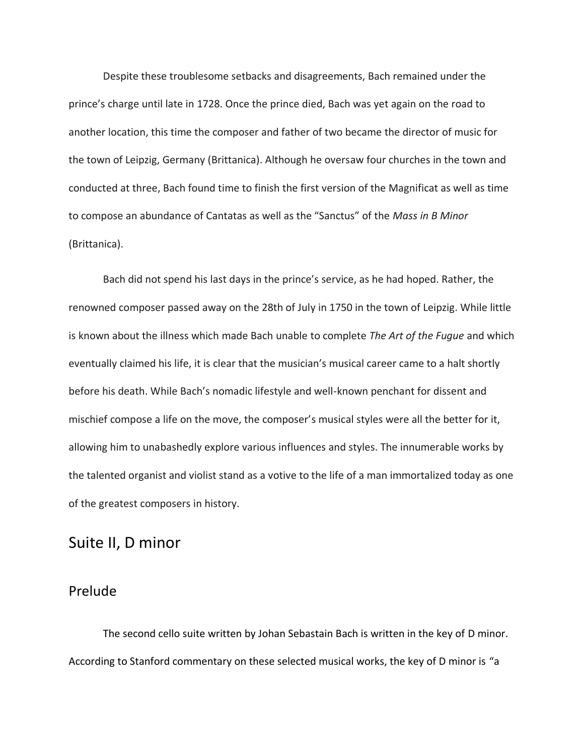Despite these troublesome setbacks and disagreements, Bach remained under the prince's charge until late in 1728. Once the prince died, Bach was yet again on the road to another location, this time the composer and father of two became the director of music for the town of Leipzig, Germany (Brittanica). Although he oversaw four churches in the town and conducted at three, Bach found time to finish the first version of the Magnificat as well as time to compose an abundance of Cantatas as well as the "Sanctus" of the *Mass in B Minor* (Brittanica).

Bach did not spend his last days in the prince's service, as he had hoped. Rather, the renowned composer passed away on the 28th of July in 1750 in the town of Leipzig. While little is known about the illness which made Bach unable to complete *The Art of the Fugue* and which eventually claimed his life, it is clear that the musician's musical career came to a halt shortly before his death. While Bach's nomadic lifestyle and well-known penchant for dissent and mischief compose a life on the move, the composer's musical styles were all the better for it, allowing him to unabashedly explore various influences and styles. The innumerable works by the talented organist and violist stand as a votive to the life of a man immortalized today as one of the greatest composers in history.

# Suite II, D minor

## Prelude

The second cello suite written by Johan Sebastain Bach is written in the key of D minor. According to Stanford commentary on these selected musical works, the key of D minor is "a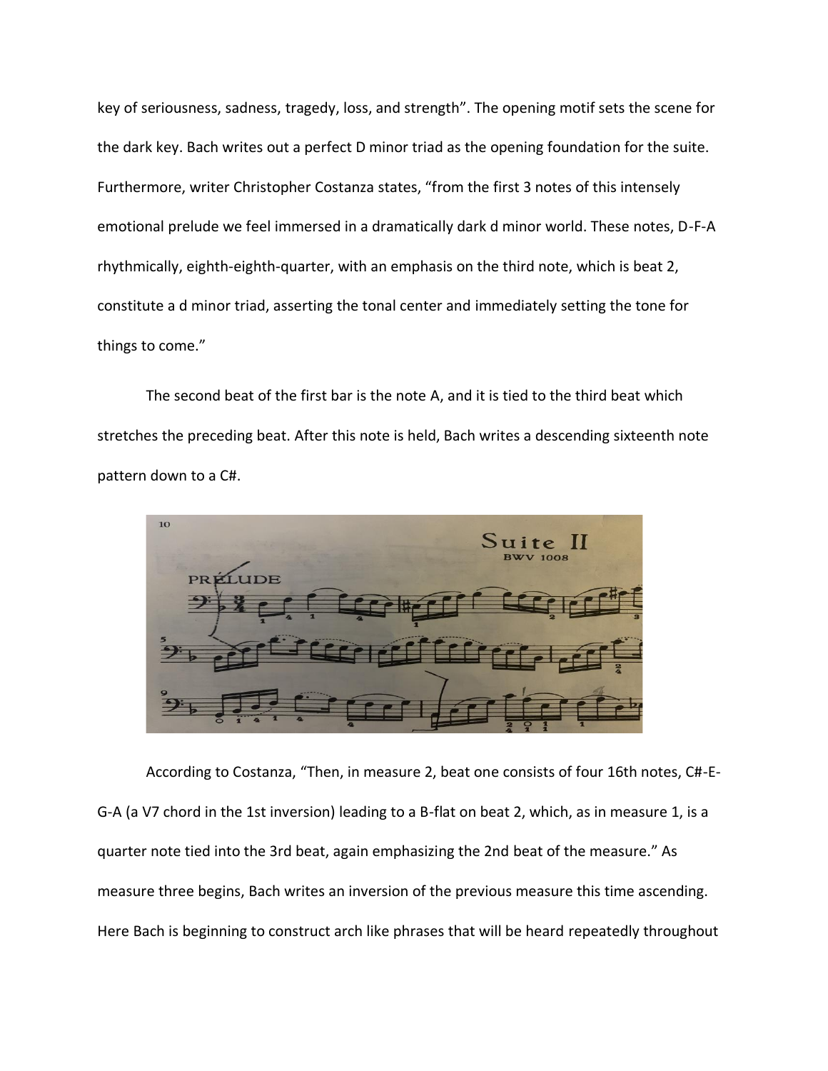key of seriousness, sadness, tragedy, loss, and strength". The opening motif sets the scene for the dark key. Bach writes out a perfect D minor triad as the opening foundation for the suite. Furthermore, writer Christopher Costanza states, "from the first 3 notes of this intensely emotional prelude we feel immersed in a dramatically dark d minor world. These notes, D-F-A rhythmically, eighth-eighth-quarter, with an emphasis on the third note, which is beat 2, constitute a d minor triad, asserting the tonal center and immediately setting the tone for things to come."

The second beat of the first bar is the note A, and it is tied to the third beat which stretches the preceding beat. After this note is held, Bach writes a descending sixteenth note pattern down to a C#.

According to Costanza, "Then, in measure 2, beat one consists of four 16th notes, C#-E-G-A (a V7 chord in the 1st inversion) leading to a B-flat on beat 2, which, as in measure 1, is a quarter note tied into the 3rd beat, again emphasizing the 2nd beat of the measure." As measure three begins, Bach writes an inversion of the previous measure this time ascending. Here Bach is beginning to construct arch like phrases that will be heard repeatedly throughout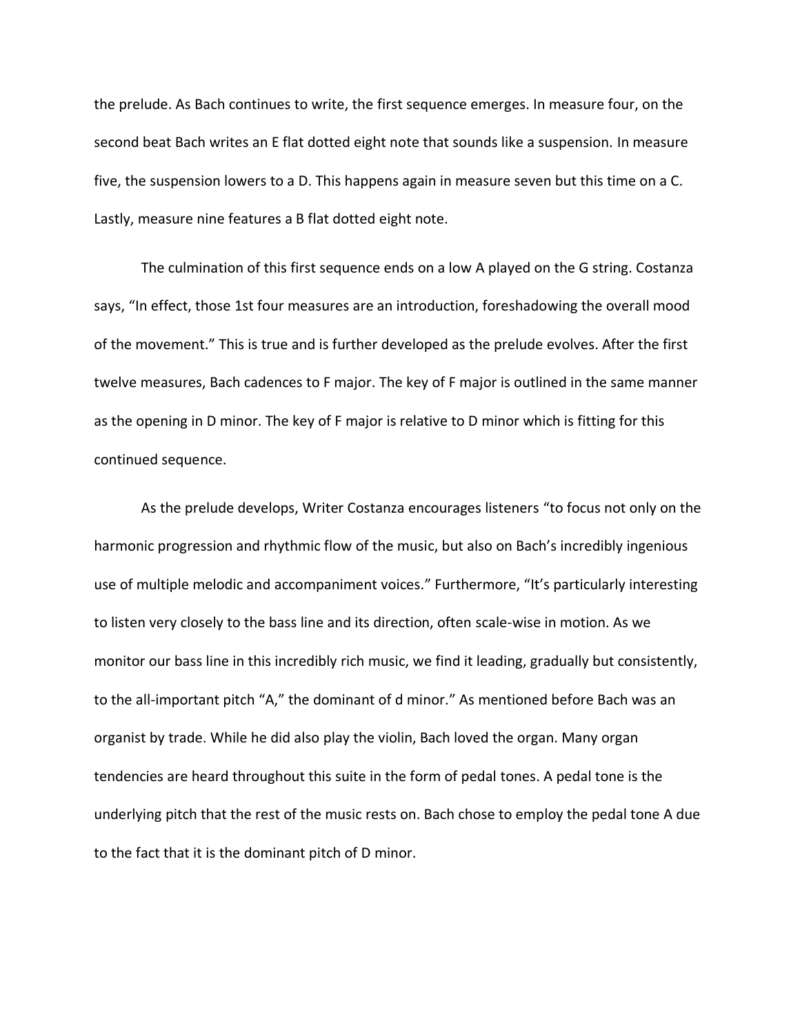the prelude. As Bach continues to write, the first sequence emerges. In measure four, on the second beat Bach writes an E flat dotted eight note that sounds like a suspension. In measure five, the suspension lowers to a D. This happens again in measure seven but this time on a C. Lastly, measure nine features a B flat dotted eight note.

The culmination of this first sequence ends on a low A played on the G string. Costanza says, "In effect, those 1st four measures are an introduction, foreshadowing the overall mood of the movement." This is true and is further developed as the prelude evolves. After the first twelve measures, Bach cadences to F major. The key of F major is outlined in the same manner as the opening in D minor. The key of F major is relative to D minor which is fitting for this continued sequence.

As the prelude develops, Writer Costanza encourages listeners "to focus not only on the harmonic progression and rhythmic flow of the music, but also on Bach's incredibly ingenious use of multiple melodic and accompaniment voices." Furthermore, "It's particularly interesting to listen very closely to the bass line and its direction, often scale-wise in motion. As we monitor our bass line in this incredibly rich music, we find it leading, gradually but consistently, to the all-important pitch "A," the dominant of d minor." As mentioned before Bach was an organist by trade. While he did also play the violin, Bach loved the organ. Many organ tendencies are heard throughout this suite in the form of pedal tones. A pedal tone is the underlying pitch that the rest of the music rests on. Bach chose to employ the pedal tone A due to the fact that it is the dominant pitch of D minor.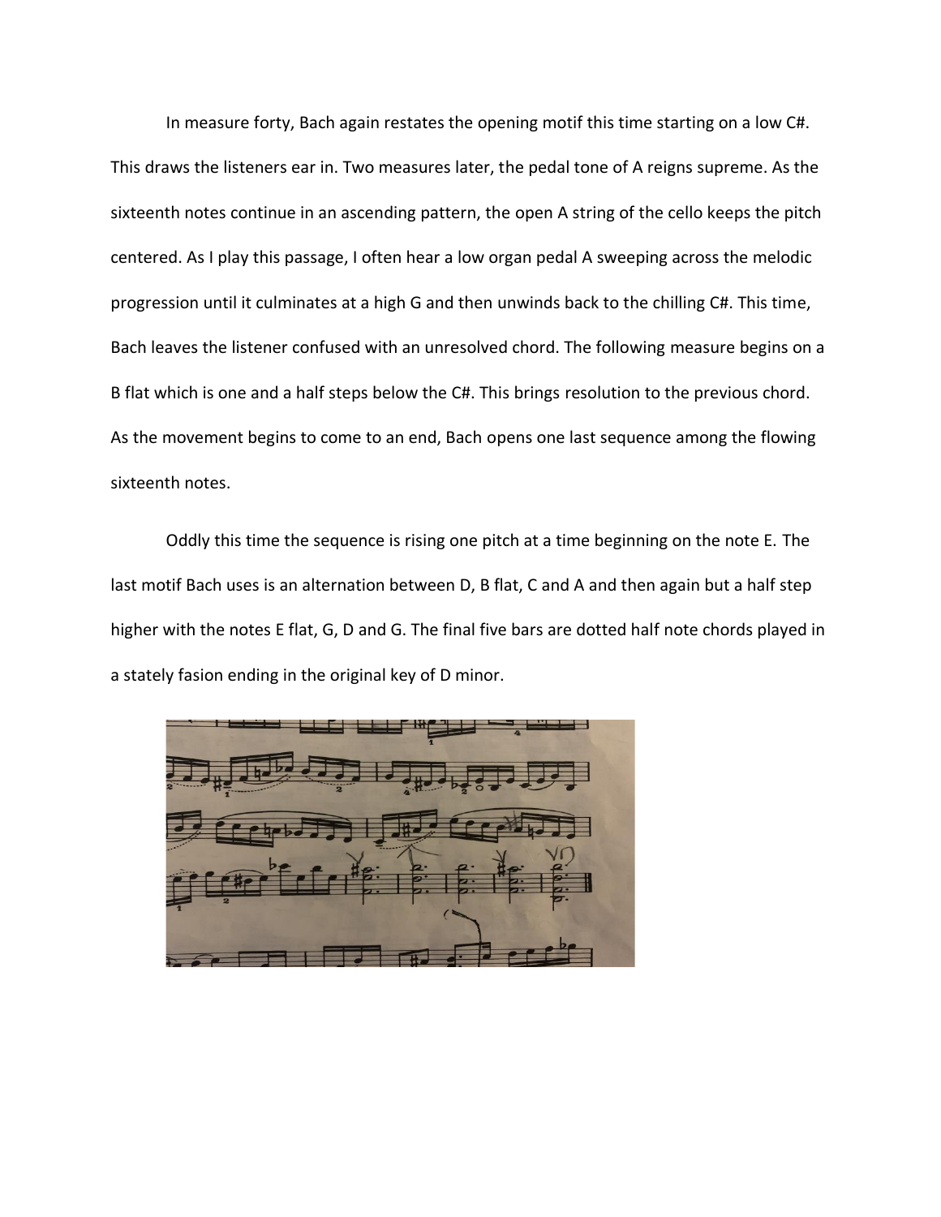In measure forty, Bach again restates the opening motif this time starting on a low C#. This draws the listeners ear in. Two measures later, the pedal tone of A reigns supreme. As the sixteenth notes continue in an ascending pattern, the open A string of the cello keeps the pitch centered. As I play this passage, I often hear a low organ pedal A sweeping across the melodic progression until it culminates at a high G and then unwinds back to the chilling C#. This time, Bach leaves the listener confused with an unresolved chord. The following measure begins on a B flat which is one and a half steps below the C#. This brings resolution to the previous chord. As the movement begins to come to an end, Bach opens one last sequence among the flowing sixteenth notes.

Oddly this time the sequence is rising one pitch at a time beginning on the note E. The last motif Bach uses is an alternation between D, B flat, C and A and then again but a half step higher with the notes E flat, G, D and G. The final five bars are dotted half note chords played in a stately fasion ending in the original key of D minor.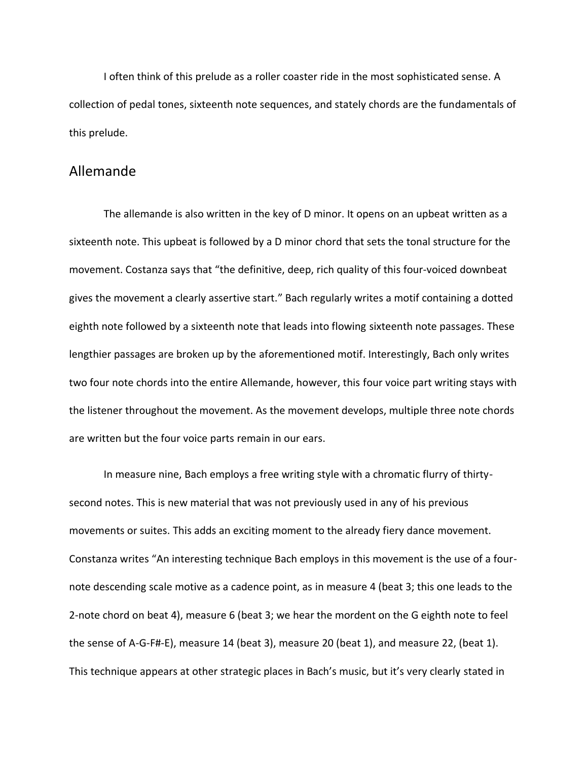I often think of this prelude as a roller coaster ride in the most sophisticated sense. A collection of pedal tones, sixteenth note sequences, and stately chords are the fundamentals of this prelude.

## Allemande

The allemande is also written in the key of D minor. It opens on an upbeat written as a sixteenth note. This upbeat is followed by a D minor chord that sets the tonal structure for the movement. Costanza says that "the definitive, deep, rich quality of this four-voiced downbeat gives the movement a clearly assertive start." Bach regularly writes a motif containing a dotted eighth note followed by a sixteenth note that leads into flowing sixteenth note passages. These lengthier passages are broken up by the aforementioned motif. Interestingly, Bach only writes two four note chords into the entire Allemande, however, this four voice part writing stays with the listener throughout the movement. As the movement develops, multiple three note chords are written but the four voice parts remain in our ears.

In measure nine, Bach employs a free writing style with a chromatic flurry of thirty-second notes. This is new material that was not previously used in any of his previous movements or suites. This adds an exciting moment to the already fiery dance movement. Constanza writes "An interesting technique Bach employs in this movement is the use of a four-note descending scale motive as a cadence point, as in measure 4 (beat 3; this one leads to the 2-note chord on beat 4), measure 6 (beat 3; we hear the mordent on the G eighth note to feel the sense of A-G-F#-E), measure 14 (beat 3), measure 20 (beat 1), and measure 22, (beat 1). This technique appears at other strategic places in Bach's music, but it's very clearly stated in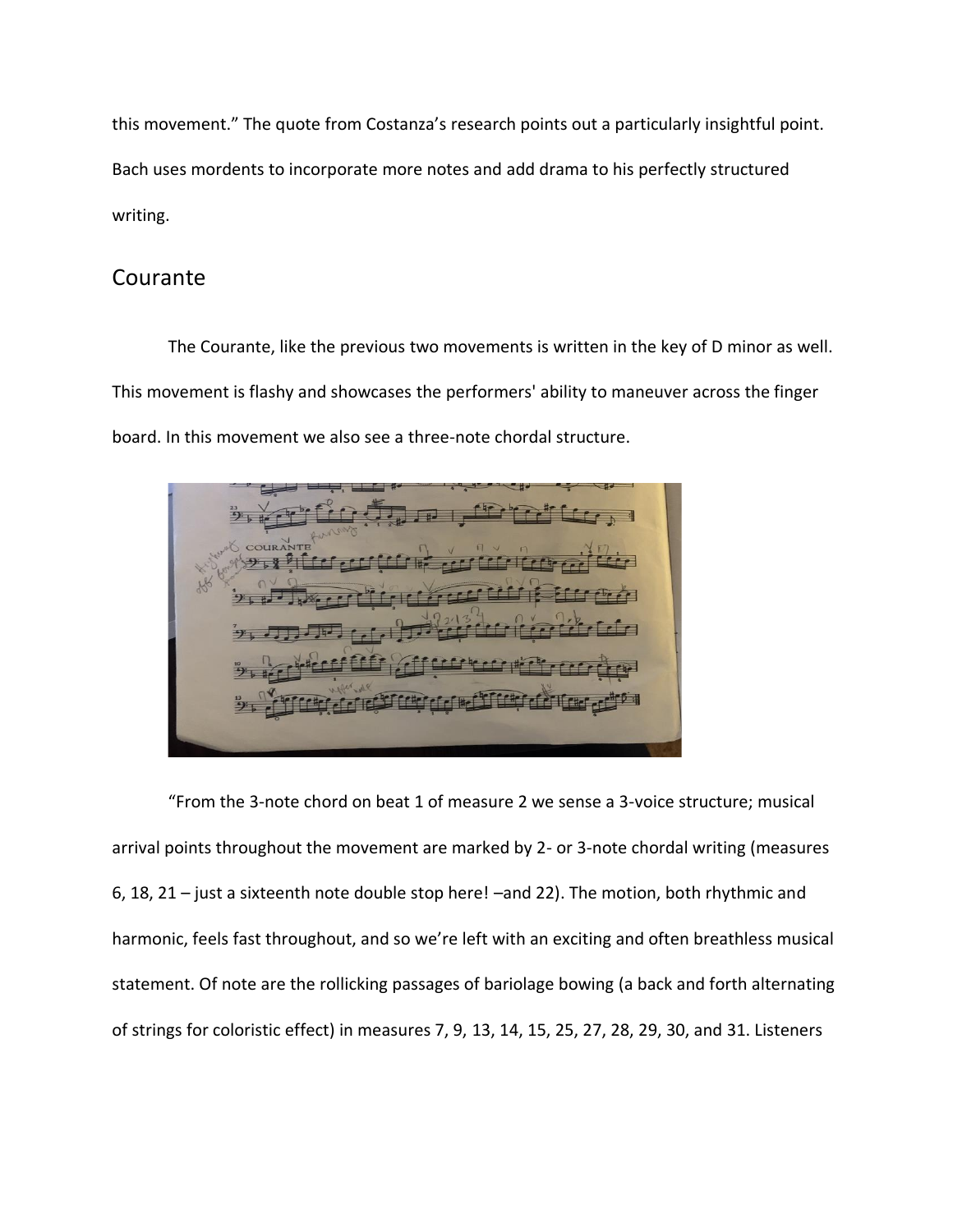this movement." The quote from Costanza's research points out a particularly insightful point. Bach uses mordents to incorporate more notes and add drama to his perfectly structured writing.

## Courante

The Courante, like the previous two movements is written in the key of D minor as well. This movement is flashy and showcases the performers' ability to maneuver across the finger board. In this movement we also see a three-note chordal structure.

"From the 3-note chord on beat 1 of measure 2 we sense a 3-voice structure; musical arrival points throughout the movement are marked by 2- or 3-note chordal writing (measures 6, 18, 21 – just a sixteenth note double stop here! –and 22). The motion, both rhythmic and harmonic, feels fast throughout, and so we're left with an exciting and often breathless musical statement. Of note are the rollicking passages of bariolage bowing (a back and forth alternating of strings for coloristic effect) in measures 7, 9, 13, 14, 15, 25, 27, 28, 29, 30, and 31. Listeners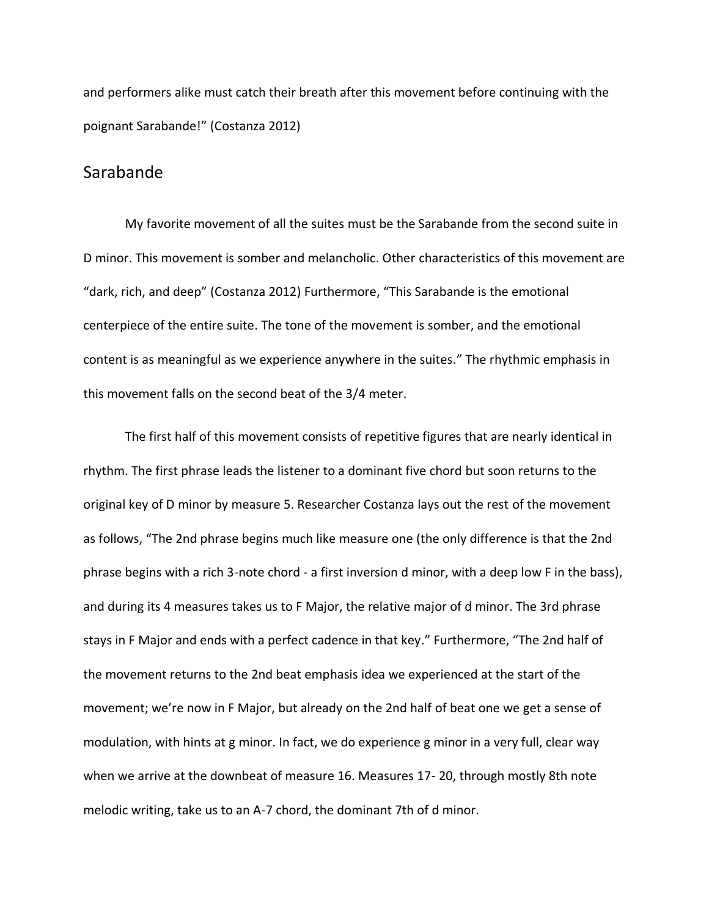and performers alike must catch their breath after this movement before continuing with the poignant Sarabande!" (Costanza 2012)

## Sarabande

My favorite movement of all the suites must be the Sarabande from the second suite in D minor. This movement is somber and melancholic. Other characteristics of this movement are "dark, rich, and deep" (Costanza 2012) Furthermore, "This Sarabande is the emotional centerpiece of the entire suite. The tone of the movement is somber, and the emotional content is as meaningful as we experience anywhere in the suites." The rhythmic emphasis in this movement falls on the second beat of the 3/4 meter.

The first half of this movement consists of repetitive figures that are nearly identical in rhythm. The first phrase leads the listener to a dominant five chord but soon returns to the original key of D minor by measure 5. Researcher Costanza lays out the rest of the movement as follows, "The 2nd phrase begins much like measure one (the only difference is that the 2nd phrase begins with a rich 3-note chord - a first inversion d minor, with a deep low F in the bass), and during its 4 measures takes us to F Major, the relative major of d minor. The 3rd phrase stays in F Major and ends with a perfect cadence in that key." Furthermore, "The 2nd half of the movement returns to the 2nd beat emphasis idea we experienced at the start of the movement; we're now in F Major, but already on the 2nd half of beat one we get a sense of modulation, with hints at g minor. In fact, we do experience g minor in a very full, clear way when we arrive at the downbeat of measure 16. Measures 17- 20, through mostly 8th note melodic writing, take us to an A-7 chord, the dominant 7th of d minor.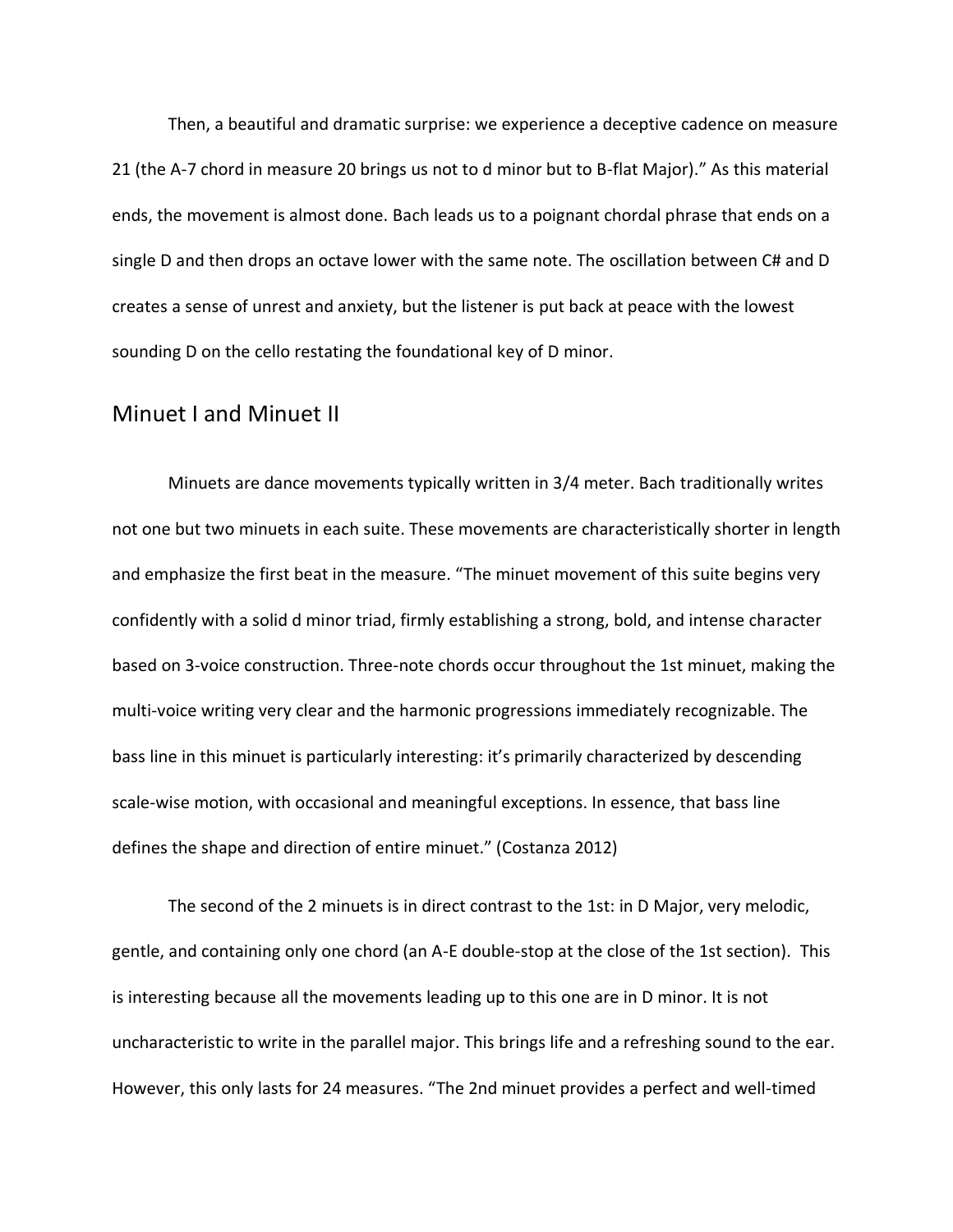Then, a beautiful and dramatic surprise: we experience a deceptive cadence on measure 21 (the A-7 chord in measure 20 brings us not to d minor but to B-flat Major)." As this material ends, the movement is almost done. Bach leads us to a poignant chordal phrase that ends on a single D and then drops an octave lower with the same note. The oscillation between C# and D creates a sense of unrest and anxiety, but the listener is put back at peace with the lowest sounding D on the cello restating the foundational key of D minor.

## Minuet I and Minuet II

Minuets are dance movements typically written in 3/4 meter. Bach traditionally writes not one but two minuets in each suite. These movements are characteristically shorter in length and emphasize the first beat in the measure. "The minuet movement of this suite begins very confidently with a solid d minor triad, firmly establishing a strong, bold, and intense character based on 3-voice construction. Three-note chords occur throughout the 1st minuet, making the multi-voice writing very clear and the harmonic progressions immediately recognizable. The bass line in this minuet is particularly interesting: it's primarily characterized by descending scale-wise motion, with occasional and meaningful exceptions. In essence, that bass line defines the shape and direction of entire minuet." (Costanza 2012)

The second of the 2 minuets is in direct contrast to the 1st: in D Major, very melodic, gentle, and containing only one chord (an A-E double-stop at the close of the 1st section). This is interesting because all the movements leading up to this one are in D minor. It is not uncharacteristic to write in the parallel major. This brings life and a refreshing sound to the ear. However, this only lasts for 24 measures. "The 2nd minuet provides a perfect and well-timed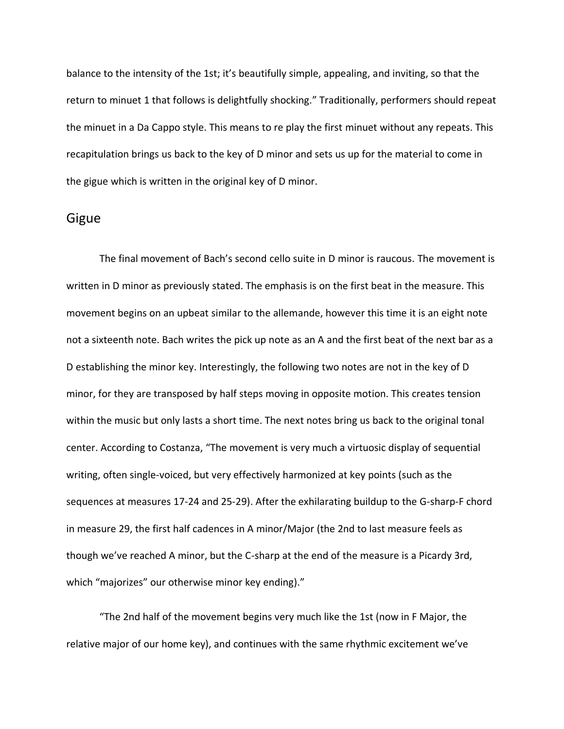balance to the intensity of the 1st; it's beautifully simple, appealing, and inviting, so that the return to minuet 1 that follows is delightfully shocking." Traditionally, performers should repeat the minuet in a Da Cappo style. This means to re play the first minuet without any repeats. This recapitulation brings us back to the key of D minor and sets us up for the material to come in the gigue which is written in the original key of D minor.

## Gigue

The final movement of Bach's second cello suite in D minor is raucous. The movement is written in D minor as previously stated. The emphasis is on the first beat in the measure. This movement begins on an upbeat similar to the allemande, however this time it is an eight note not a sixteenth note. Bach writes the pick up note as an A and the first beat of the next bar as a D establishing the minor key. Interestingly, the following two notes are not in the key of D minor, for they are transposed by half steps moving in opposite motion. This creates tension within the music but only lasts a short time. The next notes bring us back to the original tonal center. According to Costanza, "The movement is very much a virtuosic display of sequential writing, often single-voiced, but very effectively harmonized at key points (such as the sequences at measures 17-24 and 25-29). After the exhilarating buildup to the G-sharp-F chord in measure 29, the first half cadences in A minor/Major (the 2nd to last measure feels as though we've reached A minor, but the C-sharp at the end of the measure is a Picardy 3rd, which "majorizes" our otherwise minor key ending)."

"The 2nd half of the movement begins very much like the 1st (now in F Major, the relative major of our home key), and continues with the same rhythmic excitement we've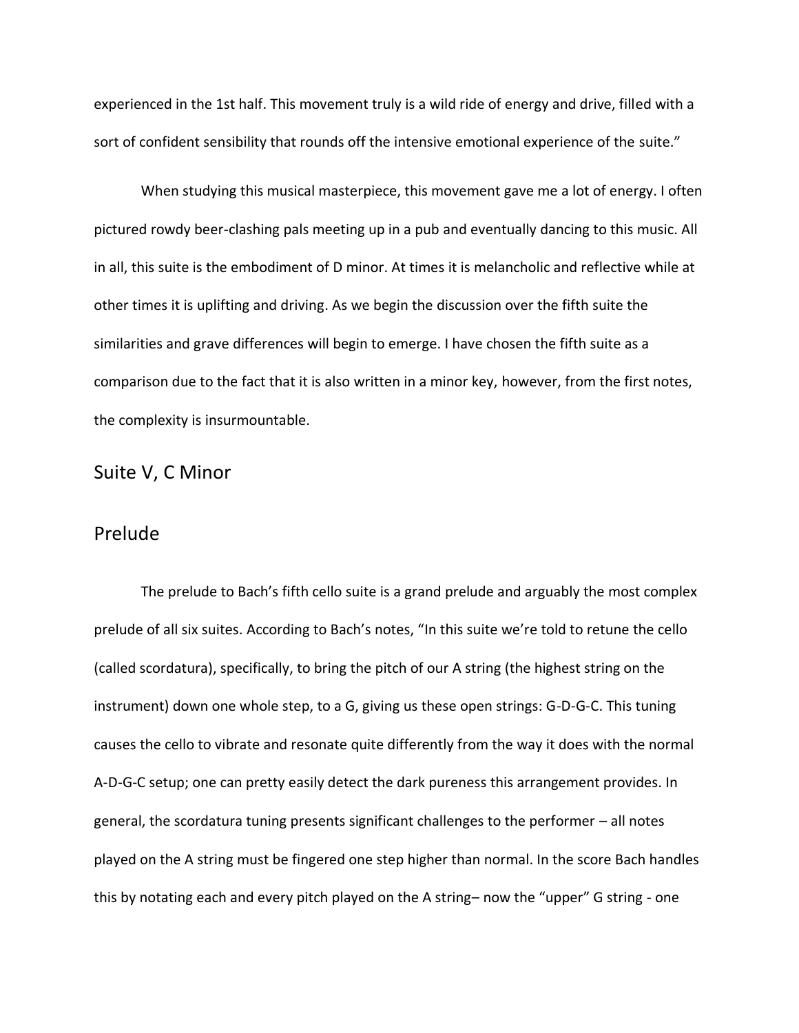experienced in the 1st half. This movement truly is a wild ride of energy and drive, filled with a sort of confident sensibility that rounds off the intensive emotional experience of the suite."

When studying this musical masterpiece, this movement gave me a lot of energy. I often pictured rowdy beer-clashing pals meeting up in a pub and eventually dancing to this music. All in all, this suite is the embodiment of D minor. At times it is melancholic and reflective while at other times it is uplifting and driving. As we begin the discussion over the fifth suite the similarities and grave differences will begin to emerge. I have chosen the fifth suite as a comparison due to the fact that it is also written in a minor key, however, from the first notes, the complexity is insurmountable.

## Suite V, C Minor

## Prelude

The prelude to Bach's fifth cello suite is a grand prelude and arguably the most complex prelude of all six suites. According to Bach's notes, "In this suite we're told to retune the cello (called scordatura), specifically, to bring the pitch of our A string (the highest string on the instrument) down one whole step, to a G, giving us these open strings: G-D-G-C. This tuning causes the cello to vibrate and resonate quite differently from the way it does with the normal A-D-G-C setup; one can pretty easily detect the dark pureness this arrangement provides. In general, the scordatura tuning presents significant challenges to the performer – all notes played on the A string must be fingered one step higher than normal. In the score Bach handles this by notating each and every pitch played on the A string– now the "upper" G string - one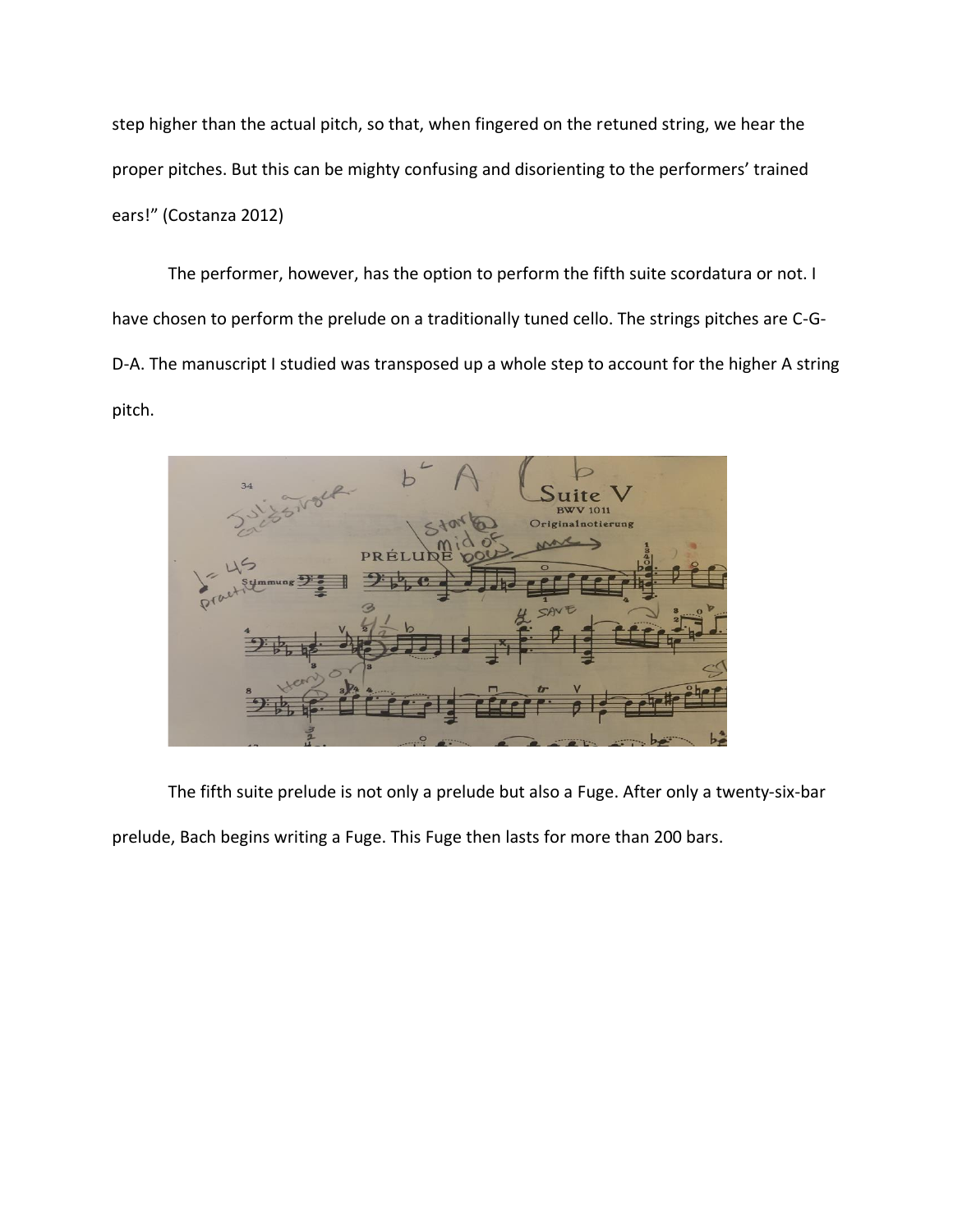step higher than the actual pitch, so that, when fingered on the retuned string, we hear the proper pitches. But this can be mighty confusing and disorienting to the performers' trained ears!" (Costanza 2012)

The performer, however, has the option to perform the fifth suite scordatura or not. I have chosen to perform the prelude on a traditionally tuned cello. The strings pitches are C-G-D-A. The manuscript I studied was transposed up a whole step to account for the higher A string pitch.

The fifth suite prelude is not only a prelude but also a Fuge. After only a twenty-six-bar prelude, Bach begins writing a Fuge. This Fuge then lasts for more than 200 bars.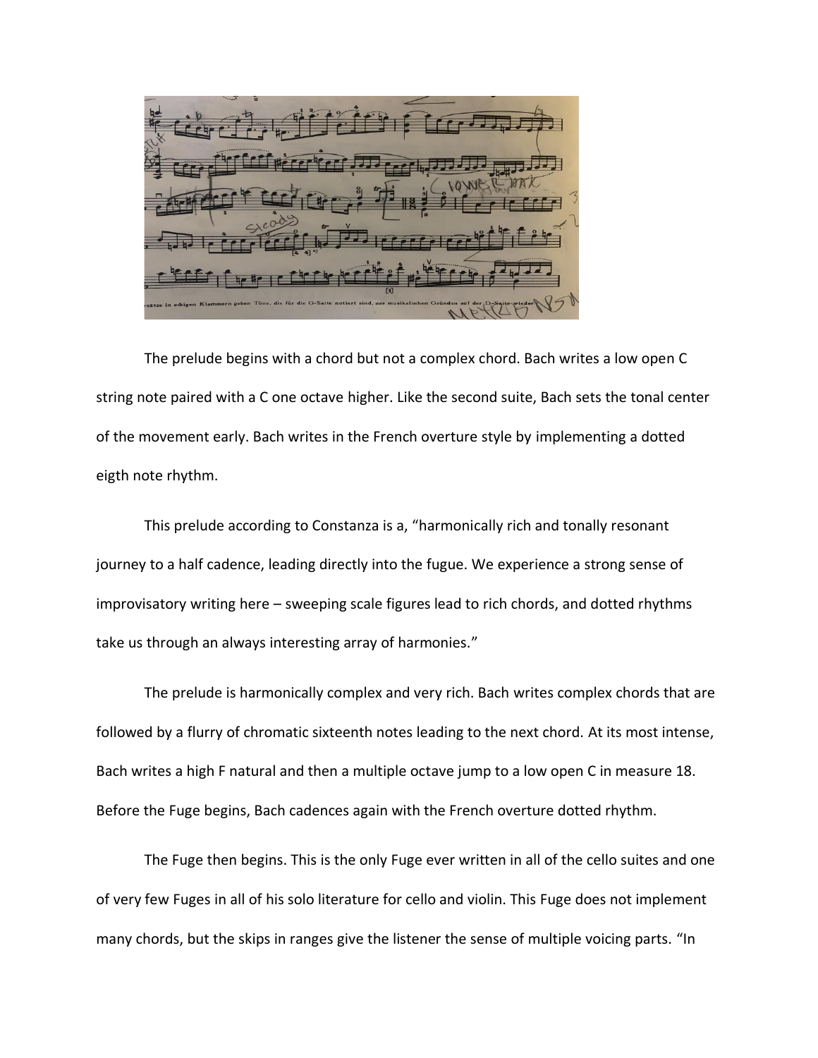The prelude begins with a chord but not a complex chord. Bach writes a low open C string note paired with a C one octave higher. Like the second suite, Bach sets the tonal center of the movement early. Bach writes in the French overture style by implementing a dotted eigth note rhythm.

This prelude according to Constanza is a, "harmonically rich and tonally resonant journey to a half cadence, leading directly into the fugue. We experience a strong sense of improvisatory writing here – sweeping scale figures lead to rich chords, and dotted rhythms take us through an always interesting array of harmonies."

The prelude is harmonically complex and very rich. Bach writes complex chords that are followed by a flurry of chromatic sixteenth notes leading to the next chord. At its most intense, Bach writes a high F natural and then a multiple octave jump to a low open C in measure 18. Before the Fuge begins, Bach cadences again with the French overture dotted rhythm.

The Fuge then begins. This is the only Fuge ever written in all of the cello suites and one of very few Fuges in all of his solo literature for cello and violin. This Fuge does not implement many chords, but the skips in ranges give the listener the sense of multiple voicing parts. "In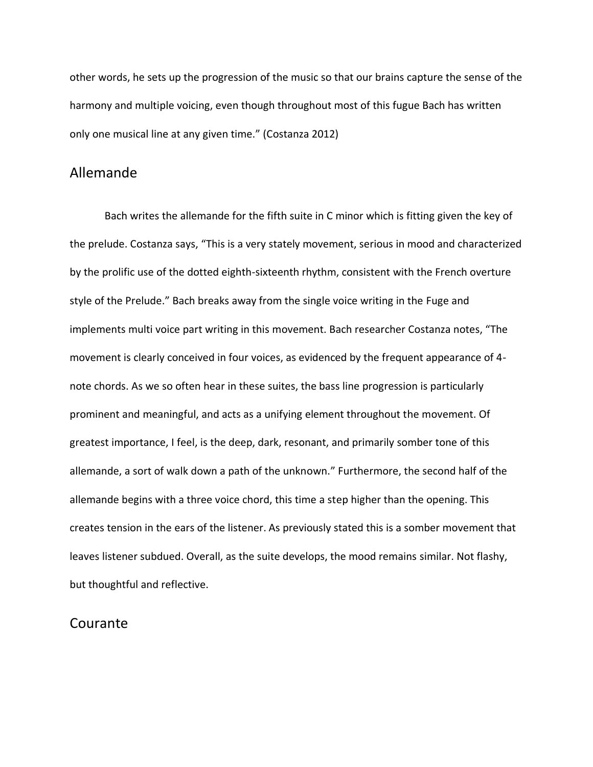other words, he sets up the progression of the music so that our brains capture the sense of the harmony and multiple voicing, even though throughout most of this fugue Bach has written only one musical line at any given time." (Costanza 2012)

## Allemande

Bach writes the allemande for the fifth suite in C minor which is fitting given the key of the prelude. Costanza says, "This is a very stately movement, serious in mood and characterized by the prolific use of the dotted eighth-sixteenth rhythm, consistent with the French overture style of the Prelude." Bach breaks away from the single voice writing in the Fuge and implements multi voice part writing in this movement. Bach researcher Costanza notes, "The movement is clearly conceived in four voices, as evidenced by the frequent appearance of 4-note chords. As we so often hear in these suites, the bass line progression is particularly prominent and meaningful, and acts as a unifying element throughout the movement. Of greatest importance, I feel, is the deep, dark, resonant, and primarily somber tone of this allemande, a sort of walk down a path of the unknown." Furthermore, the second half of the allemande begins with a three voice chord, this time a step higher than the opening. This creates tension in the ears of the listener. As previously stated this is a somber movement that leaves listener subdued. Overall, as the suite develops, the mood remains similar. Not flashy, but thoughtful and reflective.

## Courante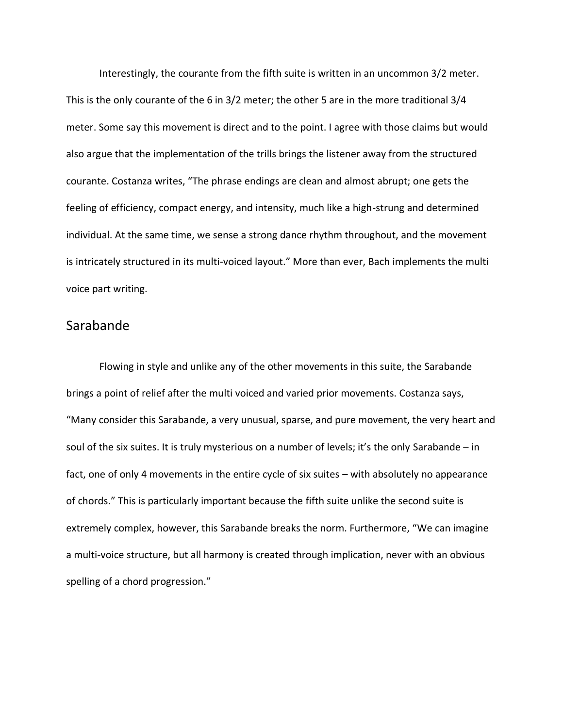Interestingly, the courante from the fifth suite is written in an uncommon 3/2 meter. This is the only courante of the 6 in 3/2 meter; the other 5 are in the more traditional 3/4 meter. Some say this movement is direct and to the point. I agree with those claims but would also argue that the implementation of the trills brings the listener away from the structured courante. Costanza writes, "The phrase endings are clean and almost abrupt; one gets the feeling of efficiency, compact energy, and intensity, much like a high-strung and determined individual. At the same time, we sense a strong dance rhythm throughout, and the movement is intricately structured in its multi-voiced layout." More than ever, Bach implements the multi voice part writing.

## Sarabande

Flowing in style and unlike any of the other movements in this suite, the Sarabande brings a point of relief after the multi voiced and varied prior movements. Costanza says, "Many consider this Sarabande, a very unusual, sparse, and pure movement, the very heart and soul of the six suites. It is truly mysterious on a number of levels; it's the only Sarabande – in fact, one of only 4 movements in the entire cycle of six suites – with absolutely no appearance of chords." This is particularly important because the fifth suite unlike the second suite is extremely complex, however, this Sarabande breaks the norm. Furthermore, "We can imagine a multi-voice structure, but all harmony is created through implication, never with an obvious spelling of a chord progression."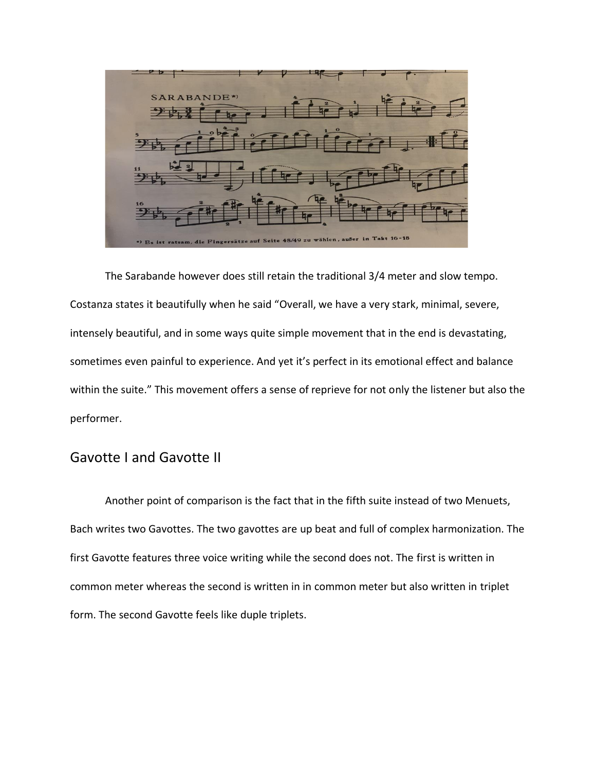The Sarabande however does still retain the traditional 3/4 meter and slow tempo. Costanza states it beautifully when he said “Overall, we have a very stark, minimal, severe, intensely beautiful, and in some ways quite simple movement that in the end is devastating, sometimes even painful to experience. And yet it’s perfect in its emotional effect and balance within the suite.” This movement offers a sense of reprieve for not only the listener but also the performer.

## Gavotte I and Gavotte II

Another point of comparison is the fact that in the fifth suite instead of two Menuets, Bach writes two Gavottes. The two gavottes are up beat and full of complex harmonization. The first Gavotte features three voice writing while the second does not. The first is written in common meter whereas the second is written in in common meter but also written in triplet form. The second Gavotte feels like duple triplets.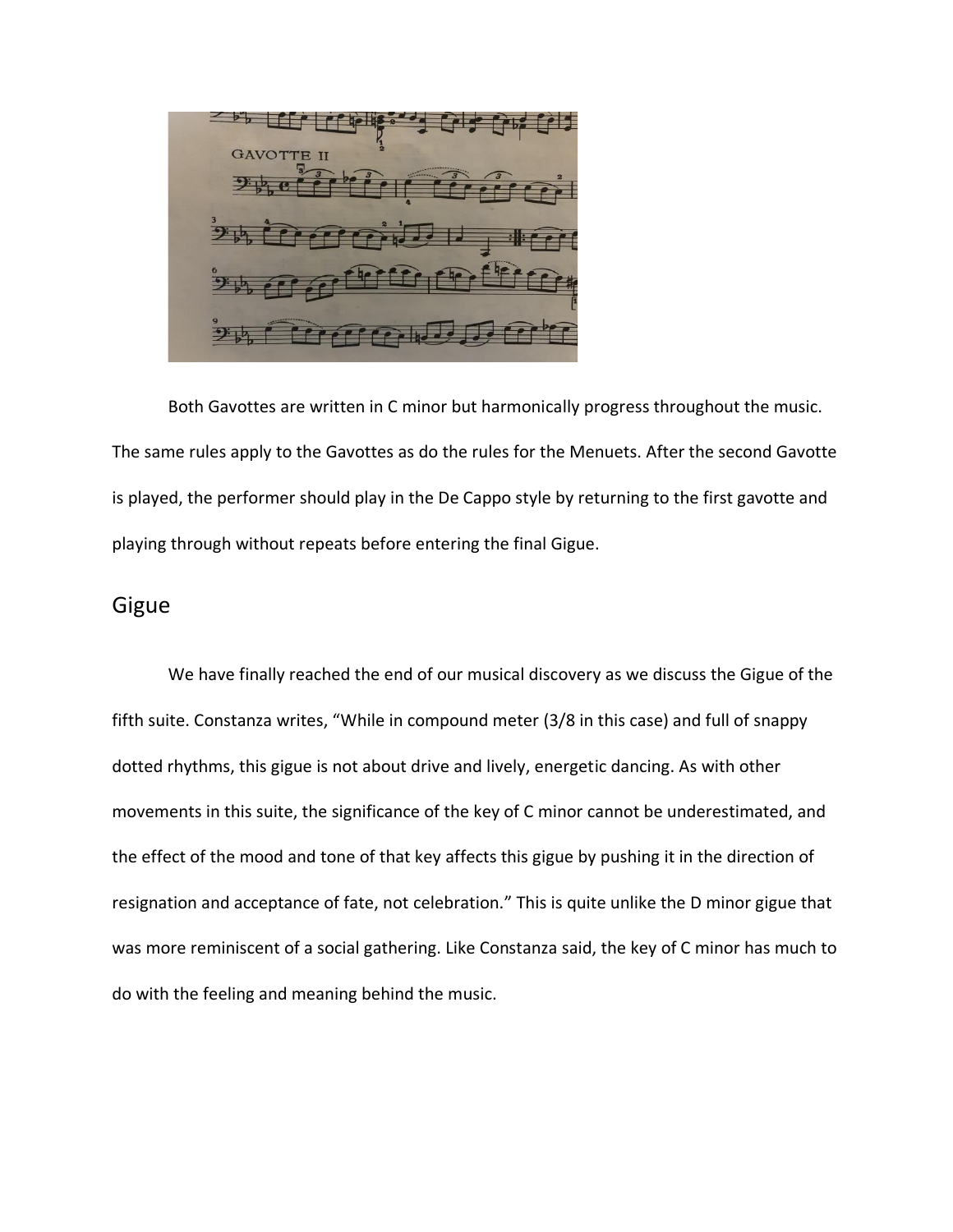Both Gavottes are written in C minor but harmonically progress throughout the music. The same rules apply to the Gavottes as do the rules for the Menuets. After the second Gavotte is played, the performer should play in the De Cappo style by returning to the first gavotte and playing through without repeats before entering the final Gigue.

## Gigue

We have finally reached the end of our musical discovery as we discuss the Gigue of the fifth suite. Constanza writes, “While in compound meter (3/8 in this case) and full of snappy dotted rhythms, this gigue is not about drive and lively, energetic dancing. As with other movements in this suite, the significance of the key of C minor cannot be underestimated, and the effect of the mood and tone of that key affects this gigue by pushing it in the direction of resignation and acceptance of fate, not celebration.” This is quite unlike the D minor gigue that was more reminiscent of a social gathering. Like Constanza said, the key of C minor has much to do with the feeling and meaning behind the music.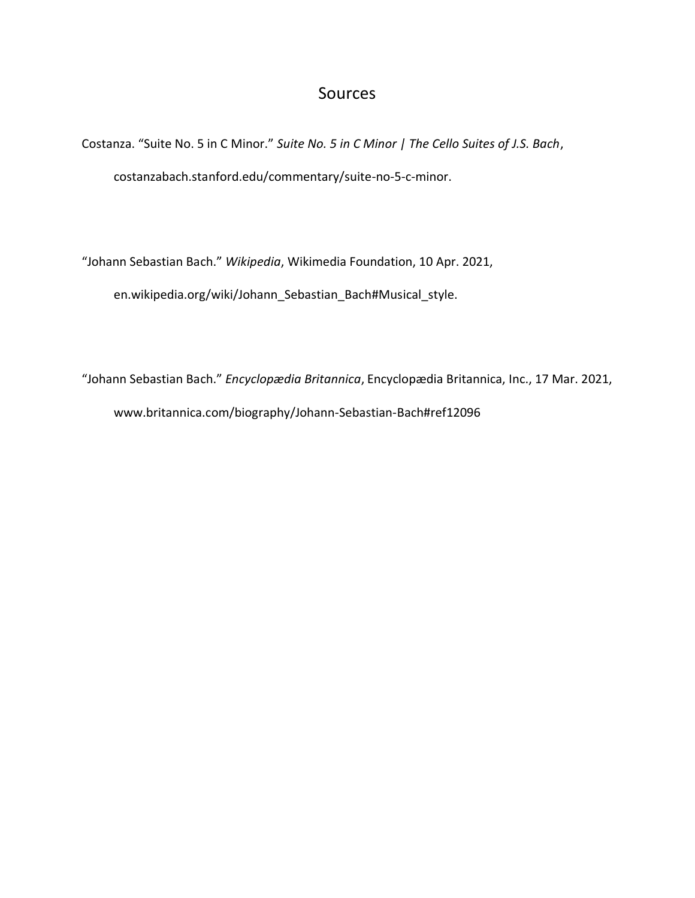# Sources

Costanza. “Suite No. 5 in C Minor.” *Suite No. 5 in C Minor | The Cello Suites of J.S. Bach*, costanzabach.stanford.edu/commentary/suite-no-5-c-minor.

“Johann Sebastian Bach.” *Wikipedia*, Wikimedia Foundation, 10 Apr. 2021, en.wikipedia.org/wiki/Johann_Sebastian_Bach#Musical_style.

“Johann Sebastian Bach.” *Encyclopædia Britannica*, Encyclopædia Britannica, Inc., 17 Mar. 2021, www.britannica.com/biography/Johann-Sebastian-Bach#ref12096